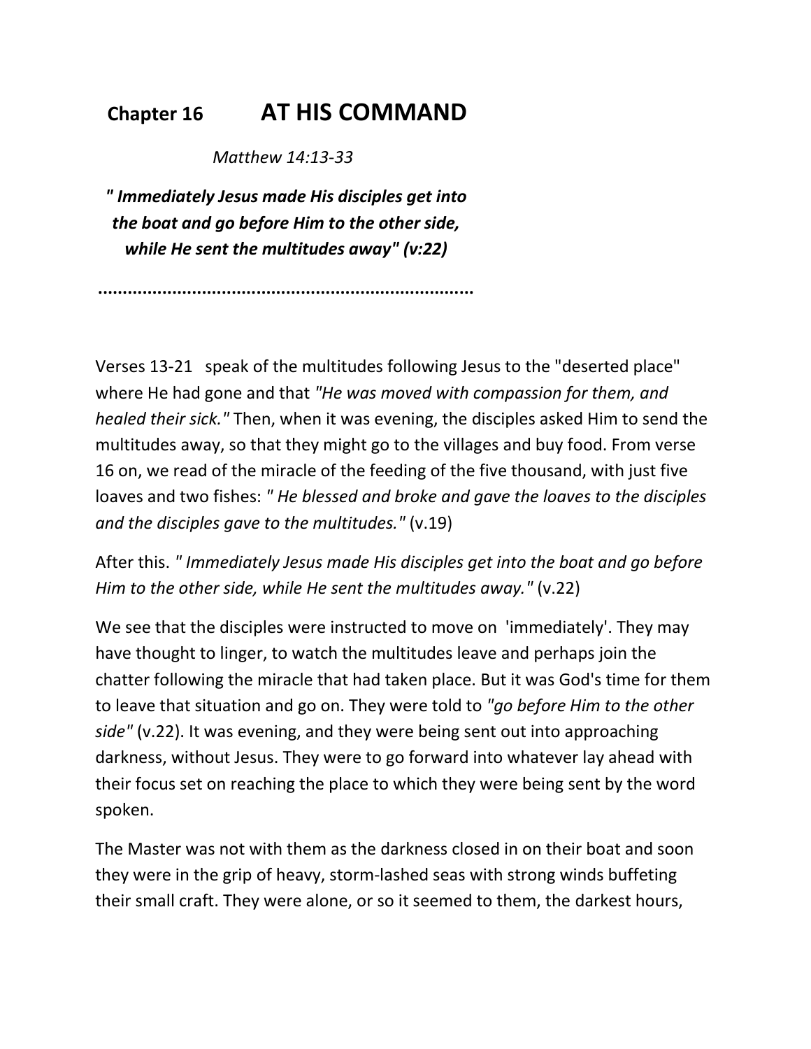# Chapter 16 AT HIS COMMAND

*Matthew 14:13-33*

***" Immediately Jesus made His disciples get into the boat and go before Him to the other side, while He sent the multitudes away" (v:22)***

**..........................................................................**

Verses 13-21 speak of the multitudes following Jesus to the "deserted place" where He had gone and that *"He was moved with compassion for them, and healed their sick."* Then, when it was evening, the disciples asked Him to send the multitudes away, so that they might go to the villages and buy food. From verse 16 on, we read of the miracle of the feeding of the five thousand, with just five loaves and two fishes: *" He blessed and broke and gave the loaves to the disciples and the disciples gave to the multitudes."* (v.19)

After this. *" Immediately Jesus made His disciples get into the boat and go before Him to the other side, while He sent the multitudes away."* (v.22)

We see that the disciples were instructed to move on 'immediately'. They may have thought to linger, to watch the multitudes leave and perhaps join the chatter following the miracle that had taken place. But it was God's time for them to leave that situation and go on. They were told to *"go before Him to the other side"* (v.22). It was evening, and they were being sent out into approaching darkness, without Jesus. They were to go forward into whatever lay ahead with their focus set on reaching the place to which they were being sent by the word spoken.

The Master was not with them as the darkness closed in on their boat and soon they were in the grip of heavy, storm-lashed seas with strong winds buffeting their small craft. They were alone, or so it seemed to them, the darkest hours,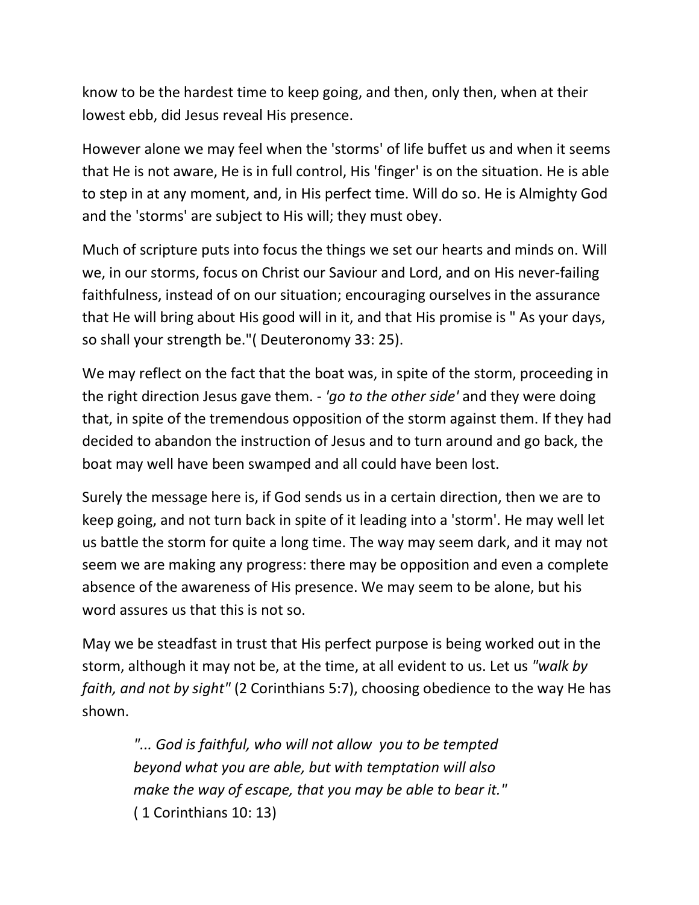know to be the hardest time to keep going, and then, only then, when at their lowest ebb, did Jesus reveal His presence.

However alone we may feel when the 'storms' of life buffet us and when it seems that He is not aware, He is in full control, His 'finger' is on the situation. He is able to step in at any moment, and, in His perfect time. Will do so. He is Almighty God and the 'storms' are subject to His will; they must obey.

Much of scripture puts into focus the things we set our hearts and minds on. Will we, in our storms, focus on Christ our Saviour and Lord, and on His never-failing faithfulness, instead of on our situation; encouraging ourselves in the assurance that He will bring about His good will in it, and that His promise is " As your days, so shall your strength be."( Deuteronomy 33: 25).

We may reflect on the fact that the boat was, in spite of the storm, proceeding in the right direction Jesus gave them. - *'go to the other side'* and they were doing that, in spite of the tremendous opposition of the storm against them. If they had decided to abandon the instruction of Jesus and to turn around and go back, the boat may well have been swamped and all could have been lost.

Surely the message here is, if God sends us in a certain direction, then we are to keep going, and not turn back in spite of it leading into a 'storm'. He may well let us battle the storm for quite a long time. The way may seem dark, and it may not seem we are making any progress: there may be opposition and even a complete absence of the awareness of His presence. We may seem to be alone, but his word assures us that this is not so.

May we be steadfast in trust that His perfect purpose is being worked out in the storm, although it may not be, at the time, at all evident to us. Let us *"walk by faith, and not by sight"* (2 Corinthians 5:7), choosing obedience to the way He has shown.

> *"... God is faithful, who will not allow you to be tempted beyond what you are able, but with temptation will also make the way of escape, that you may be able to bear it."*
> ( 1 Corinthians 10: 13)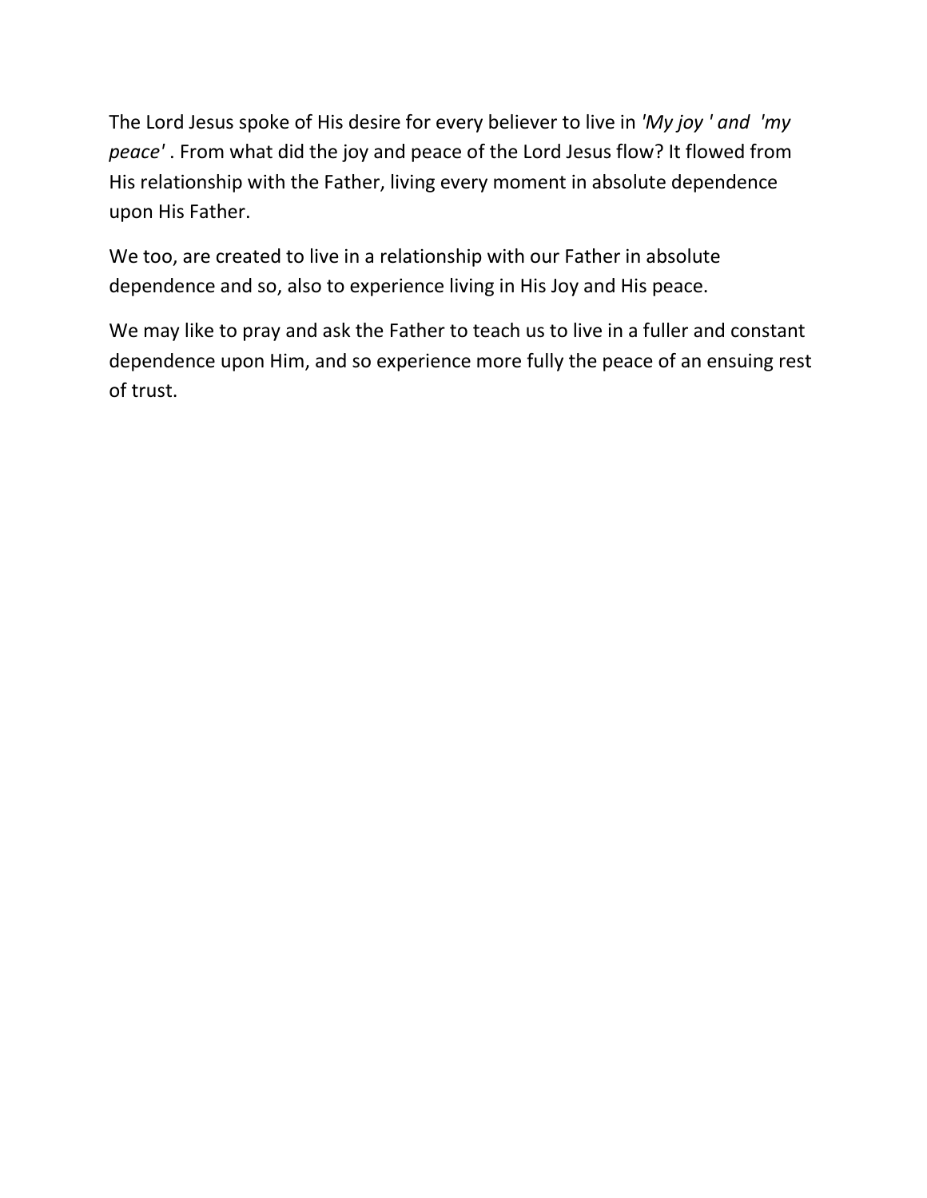The Lord Jesus spoke of His desire for every believer to live in *'My joy ' and 'my peace'* . From what did the joy and peace of the Lord Jesus flow? It flowed from His relationship with the Father, living every moment in absolute dependence upon His Father.

We too, are created to live in a relationship with our Father in absolute dependence and so, also to experience living in His Joy and His peace.

We may like to pray and ask the Father to teach us to live in a fuller and constant dependence upon Him, and so experience more fully the peace of an ensuing rest of trust.